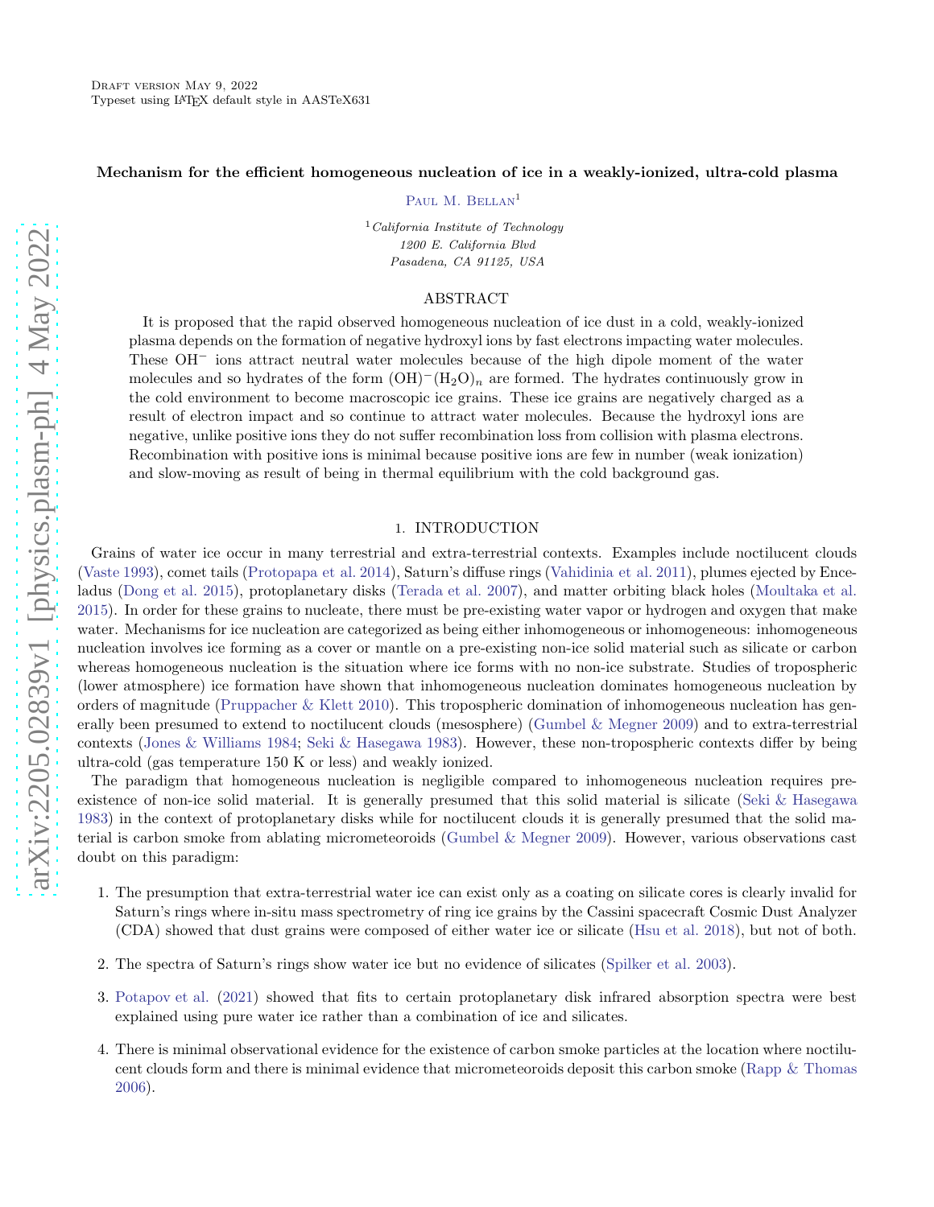Draft version May 9, 2022
Typeset using LaTeX default style in AASTeX631

# Mechanism for the efficient homogeneous nucleation of ice in a weakly-ionized, ultra-cold plasma

Paul M. Bellan[1]

[1]California Institute of Technology
1200 E. California Blvd
Pasadena, CA 91125, USA

## ABSTRACT

It is proposed that the rapid observed homogeneous nucleation of ice dust in a cold, weakly-ionized plasma depends on the formation of negative hydroxyl ions by fast electrons impacting water molecules. These $OH^-$ ions attract neutral water molecules because of the high dipole moment of the water molecules and so hydrates of the form $(OH)^-(H_2O)_n$ are formed. The hydrates continuously grow in the cold environment to become macroscopic ice grains. These ice grains are negatively charged as a result of electron impact and so continue to attract water molecules. Because the hydroxyl ions are negative, unlike positive ions they do not suffer recombination loss from collision with plasma electrons. Recombination with positive ions is minimal because positive ions are few in number (weak ionization) and slow-moving as result of being in thermal equilibrium with the cold background gas.

## 1. INTRODUCTION

Grains of water ice occur in many terrestrial and extra-terrestrial contexts. Examples include noctilucent clouds (Vaste 1993), comet tails (Protopapa et al. 2014), Saturn's diffuse rings (Vahidinia et al. 2011), plumes ejected by Enceladus (Dong et al. 2015), protoplanetary disks (Terada et al. 2007), and matter orbiting black holes (Moultaka et al. 2015). In order for these grains to nucleate, there must be pre-existing water vapor or hydrogen and oxygen that make water. Mechanisms for ice nucleation are categorized as being either inhomogeneous or inhomogeneous: inhomogeneous nucleation involves ice forming as a cover or mantle on a pre-existing non-ice solid material such as silicate or carbon whereas homogeneous nucleation is the situation where ice forms with no non-ice substrate. Studies of tropospheric (lower atmosphere) ice formation have shown that inhomogeneous nucleation dominates homogeneous nucleation by orders of magnitude (Pruppacher & Klett 2010). This tropospheric domination of inhomogeneous nucleation has generally been presumed to extend to noctilucent clouds (mesosphere) (Gumbel & Megner 2009) and to extra-terrestrial contexts (Jones & Williams 1984; Seki & Hasegawa 1983). However, these non-tropospheric contexts differ by being ultra-cold (gas temperature 150 K or less) and weakly ionized.

The paradigm that homogeneous nucleation is negligible compared to inhomogeneous nucleation requires pre-existence of non-ice solid material. It is generally presumed that this solid material is silicate (Seki & Hasegawa 1983) in the context of protoplanetary disks while for noctilucent clouds it is generally presumed that the solid material is carbon smoke from ablating micrometeoroids (Gumbel & Megner 2009). However, various observations cast doubt on this paradigm:

1. The presumption that extra-terrestrial water ice can exist only as a coating on silicate cores is clearly invalid for Saturn's rings where in-situ mass spectrometry of ring ice grains by the Cassini spacecraft Cosmic Dust Analyzer (CDA) showed that dust grains were composed of either water ice or silicate (Hsu et al. 2018), but not of both.

2. The spectra of Saturn's rings show water ice but no evidence of silicates (Spilker et al. 2003).

3. Potapov et al. (2021) showed that fits to certain protoplanetary disk infrared absorption spectra were best explained using pure water ice rather than a combination of ice and silicates.

4. There is minimal observational evidence for the existence of carbon smoke particles at the location where noctilucent clouds form and there is minimal evidence that micrometeoroids deposit this carbon smoke (Rapp & Thomas 2006).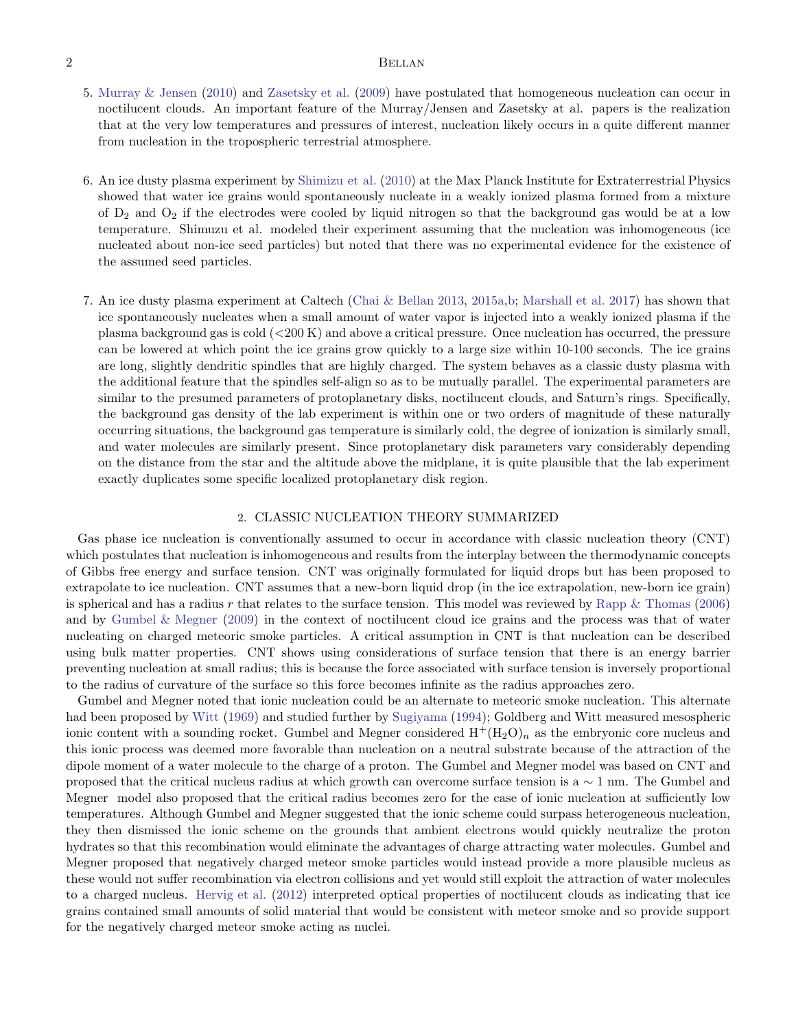5. Murray & Jensen (2010) and Zasetsky et al. (2009) have postulated that homogeneous nucleation can occur in noctilucent clouds. An important feature of the Murray/Jensen and Zasetsky at al. papers is the realization that at the very low temperatures and pressures of interest, nucleation likely occurs in a quite different manner from nucleation in the tropospheric terrestrial atmosphere.

6. An ice dusty plasma experiment by Shimizu et al. (2010) at the Max Planck Institute for Extraterrestrial Physics showed that water ice grains would spontaneously nucleate in a weakly ionized plasma formed from a mixture of $D_2$ and $O_2$ if the electrodes were cooled by liquid nitrogen so that the background gas would be at a low temperature. Shimuzu et al. modeled their experiment assuming that the nucleation was inhomogeneous (ice nucleated about non-ice seed particles) but noted that there was no experimental evidence for the existence of the assumed seed particles.

7. An ice dusty plasma experiment at Caltech (Chai & Bellan 2013, 2015a,b; Marshall et al. 2017) has shown that ice spontaneously nucleates when a small amount of water vapor is injected into a weakly ionized plasma if the plasma background gas is cold (<200 K) and above a critical pressure. Once nucleation has occurred, the pressure can be lowered at which point the ice grains grow quickly to a large size within 10-100 seconds. The ice grains are long, slightly dendritic spindles that are highly charged. The system behaves as a classic dusty plasma with the additional feature that the spindles self-align so as to be mutually parallel. The experimental parameters are similar to the presumed parameters of protoplanetary disks, noctilucent clouds, and Saturn's rings. Specifically, the background gas density of the lab experiment is within one or two orders of magnitude of these naturally occurring situations, the background gas temperature is similarly cold, the degree of ionization is similarly small, and water molecules are similarly present. Since protoplanetary disk parameters vary considerably depending on the distance from the star and the altitude above the midplane, it is quite plausible that the lab experiment exactly duplicates some specific localized protoplanetary disk region.

## 2. CLASSIC NUCLEATION THEORY SUMMARIZED

Gas phase ice nucleation is conventionally assumed to occur in accordance with classic nucleation theory (CNT) which postulates that nucleation is inhomogeneous and results from the interplay between the thermodynamic concepts of Gibbs free energy and surface tension. CNT was originally formulated for liquid drops but has been proposed to extrapolate to ice nucleation. CNT assumes that a new-born liquid drop (in the ice extrapolation, new-born ice grain) is spherical and has a radius $r$ that relates to the surface tension. This model was reviewed by Rapp & Thomas (2006) and by Gumbel & Megner (2009) in the context of noctilucent cloud ice grains and the process was that of water nucleating on charged meteoric smoke particles. A critical assumption in CNT is that nucleation can be described using bulk matter properties. CNT shows using considerations of surface tension that there is an energy barrier preventing nucleation at small radius; this is because the force associated with surface tension is inversely proportional to the radius of curvature of the surface so this force becomes infinite as the radius approaches zero.

Gumbel and Megner noted that ionic nucleation could be an alternate to meteoric smoke nucleation. This alternate had been proposed by Witt (1969) and studied further by Sugiyama (1994); Goldberg and Witt measured mesospheric ionic content with a sounding rocket. Gumbel and Megner considered $H^+(H_2O)_n$ as the embryonic core nucleus and this ionic process was deemed more favorable than nucleation on a neutral substrate because of the attraction of the dipole moment of a water molecule to the charge of a proton. The Gumbel and Megner model was based on CNT and proposed that the critical nucleus radius at which growth can overcome surface tension is a $\sim 1$ nm. The Gumbel and Megner model also proposed that the critical radius becomes zero for the case of ionic nucleation at sufficiently low temperatures. Although Gumbel and Megner suggested that the ionic scheme could surpass heterogeneous nucleation, they then dismissed the ionic scheme on the grounds that ambient electrons would quickly neutralize the proton hydrates so that this recombination would eliminate the advantages of charge attracting water molecules. Gumbel and Megner proposed that negatively charged meteor smoke particles would instead provide a more plausible nucleus as these would not suffer recombination via electron collisions and yet would still exploit the attraction of water molecules to a charged nucleus. Hervig et al. (2012) interpreted optical properties of noctilucent clouds as indicating that ice grains contained small amounts of solid material that would be consistent with meteor smoke and so provide support for the negatively charged meteor smoke acting as nuclei.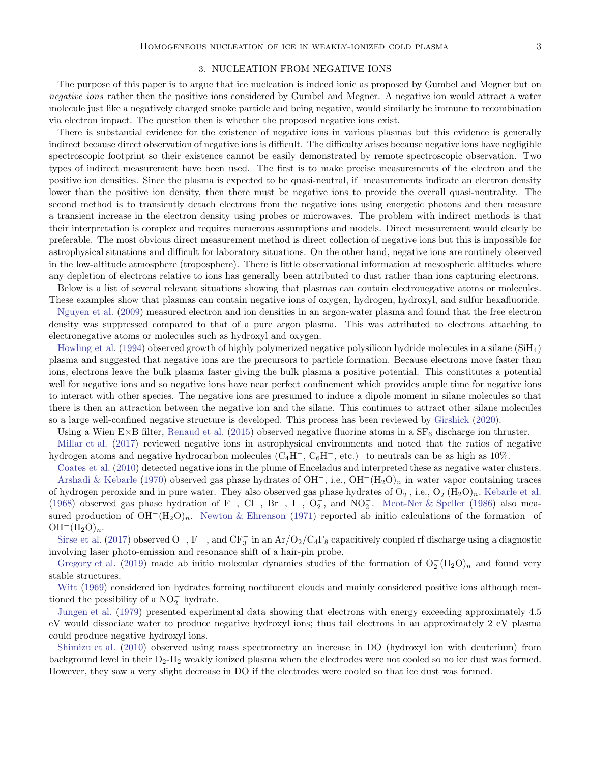## 3. NUCLEATION FROM NEGATIVE IONS

The purpose of this paper is to argue that ice nucleation is indeed ionic as proposed by Gumbel and Megner but on *negative ions* rather then the positive ions considered by Gumbel and Megner. A negative ion would attract a water molecule just like a negatively charged smoke particle and being negative, would similarly be immune to recombination via electron impact. The question then is whether the proposed negative ions exist.

There is substantial evidence for the existence of negative ions in various plasmas but this evidence is generally indirect because direct observation of negative ions is difficult. The difficulty arises because negative ions have negligible spectroscopic footprint so their existence cannot be easily demonstrated by remote spectroscopic observation. Two types of indirect measurement have been used. The first is to make precise measurements of the electron and the positive ion densities. Since the plasma is expected to be quasi-neutral, if measurements indicate an electron density lower than the positive ion density, then there must be negative ions to provide the overall quasi-neutrality. The second method is to transiently detach electrons from the negative ions using energetic photons and then measure a transient increase in the electron density using probes or microwaves. The problem with indirect methods is that their interpretation is complex and requires numerous assumptions and models. Direct measurement would clearly be preferable. The most obvious direct measurement method is direct collection of negative ions but this is impossible for astrophysical situations and difficult for laboratory situations. On the other hand, negative ions are routinely observed in the low-altitude atmosphere (troposphere). There is little observational information at mesospheric altitudes where any depletion of electrons relative to ions has generally been attributed to dust rather than ions capturing electrons.

Below is a list of several relevant situations showing that plasmas can contain electronegative atoms or molecules. These examples show that plasmas can contain negative ions of oxygen, hydrogen, hydroxyl, and sulfur hexafluoride.

Nguyen et al. (2009) measured electron and ion densities in an argon-water plasma and found that the free electron density was suppressed compared to that of a pure argon plasma. This was attributed to electrons attaching to electronegative atoms or molecules such as hydroxyl and oxygen.

Howling et al. (1994) observed growth of highly polymerized negative polysilicon hydride molecules in a silane ($SiH_4$) plasma and suggested that negative ions are the precursors to particle formation. Because electrons move faster than ions, electrons leave the bulk plasma faster giving the bulk plasma a positive potential. This constitutes a potential well for negative ions and so negative ions have near perfect confinement which provides ample time for negative ions to interact with other species. The negative ions are presumed to induce a dipole moment in silane molecules so that there is then an attraction between the negative ion and the silane. This continues to attract other silane molecules so a large well-confined negative structure is developed. This process has been reviewed by Girshick (2020).

Using a Wien E×B filter, Renaud et al. (2015) observed negative fluorine atoms in a $SF_6$ discharge ion thruster.

Millar et al. (2017) reviewed negative ions in astrophysical environments and noted that the ratios of negative hydrogen atoms and negative hydrocarbon molecules ($C_4H^-$, $C_6H^-$, etc.) to neutrals can be as high as 10%.

Coates et al. (2010) detected negative ions in the plume of Enceladus and interpreted these as negative water clusters.

Arshadi & Kebarle (1970) observed gas phase hydrates of $OH^-$, i.e., $OH^-(H_2O)_n$ in water vapor containing traces of hydrogen peroxide and in pure water. They also observed gas phase hydrates of $O_2^-$, i.e., $O_2^-(H_2O)_n$. Kebarle et al. (1968) observed gas phase hydration of $F^-$, $Cl^-$, $Br^-$, $I^-$, $O_2^-$, and $NO_2^-$. Meot-Ner & Speller (1986) also measured production of $OH^-(H_2O)_n$. Newton & Ehrenson (1971) reported ab initio calculations of the formation of $OH^-(H_2O)_n$.

Sirse et al. (2017) observed $O^-$, $F^-$, and $CF_3^-$ in an $Ar/O_2/C_4F_8$ capacitively coupled rf discharge using a diagnostic involving laser photo-emission and resonance shift of a hair-pin probe.

Gregory et al. (2019) made ab initio molecular dynamics studies of the formation of $O_2^-(H_2O)_n$ and found very stable structures.

Witt (1969) considered ion hydrates forming noctilucent clouds and mainly considered positive ions although mentioned the possibility of a $NO_2^-$ hydrate.

Jungen et al. (1979) presented experimental data showing that electrons with energy exceeding approximately 4.5 eV would dissociate water to produce negative hydroxyl ions; thus tail electrons in an approximately 2 eV plasma could produce negative hydroxyl ions.

Shimizu et al. (2010) observed using mass spectrometry an increase in DO (hydroxyl ion with deuterium) from background level in their $D_2$-$H_2$ weakly ionized plasma when the electrodes were not cooled so no ice dust was formed. However, they saw a very slight decrease in DO if the electrodes were cooled so that ice dust was formed.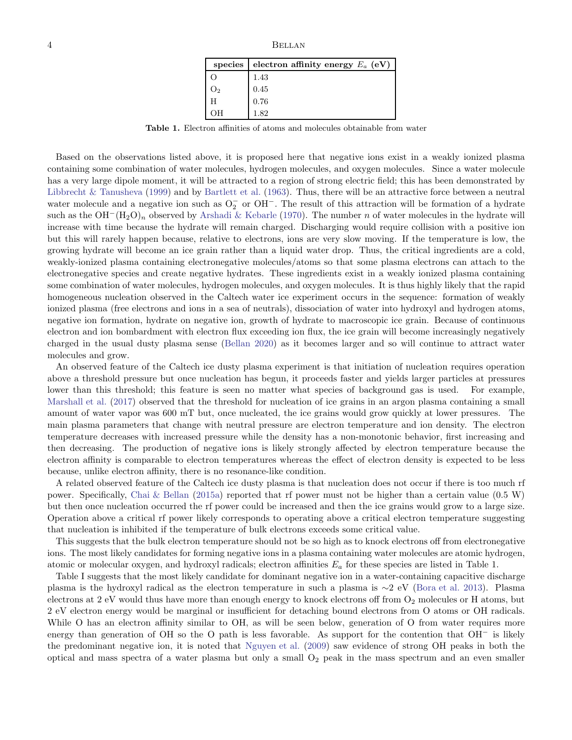| species | electron affinity energy $E_a$ (eV) |
|---|---|
| O | 1.43 |
| $O_2$ | 0.45 |
| H | 0.76 |
| OH | 1.82 |

**Table 1.** Electron affinities of atoms and molecules obtainable from water

Based on the observations listed above, it is proposed here that negative ions exist in a weakly ionized plasma containing some combination of water molecules, hydrogen molecules, and oxygen molecules. Since a water molecule has a very large dipole moment, it will be attracted to a region of strong electric field; this has been demonstrated by Libbrecht & Tanusheva (1999) and by Bartlett et al. (1963). Thus, there will be an attractive force between a neutral water molecule and a negative ion such as $O_2^-$ or $OH^-$. The result of this attraction will be formation of a hydrate such as the $OH^-(H_2O)_n$ observed by Arshadi & Kebarle (1970). The number $n$ of water molecules in the hydrate will increase with time because the hydrate will remain charged. Discharging would require collision with a positive ion but this will rarely happen because, relative to electrons, ions are very slow moving. If the temperature is low, the growing hydrate will become an ice grain rather than a liquid water drop. Thus, the critical ingredients are a cold, weakly-ionized plasma containing electronegative molecules/atoms so that some plasma electrons can attach to the electronegative species and create negative hydrates. These ingredients exist in a weakly ionized plasma containing some combination of water molecules, hydrogen molecules, and oxygen molecules. It is thus highly likely that the rapid homogeneous nucleation observed in the Caltech water ice experiment occurs in the sequence: formation of weakly ionized plasma (free electrons and ions in a sea of neutrals), dissociation of water into hydroxyl and hydrogen atoms, negative ion formation, hydrate on negative ion, growth of hydrate to macroscopic ice grain. Because of continuous electron and ion bombardment with electron flux exceeding ion flux, the ice grain will become increasingly negatively charged in the usual dusty plasma sense (Bellan 2020) as it becomes larger and so will continue to attract water molecules and grow.

An observed feature of the Caltech ice dusty plasma experiment is that initiation of nucleation requires operation above a threshold pressure but once nucleation has begun, it proceeds faster and yields larger particles at pressures lower than this threshold; this feature is seen no matter what species of background gas is used. For example, Marshall et al. (2017) observed that the threshold for nucleation of ice grains in an argon plasma containing a small amount of water vapor was 600 mT but, once nucleated, the ice grains would grow quickly at lower pressures. The main plasma parameters that change with neutral pressure are electron temperature and ion density. The electron temperature decreases with increased pressure while the density has a non-monotonic behavior, first increasing and then decreasing. The production of negative ions is likely strongly affected by electron temperature because the electron affinity is comparable to electron temperatures whereas the effect of electron density is expected to be less because, unlike electron affinity, there is no resonance-like condition.

A related observed feature of the Caltech ice dusty plasma is that nucleation does not occur if there is too much rf power. Specifically, Chai & Bellan (2015a) reported that rf power must not be higher than a certain value (0.5 W) but then once nucleation occurred the rf power could be increased and then the ice grains would grow to a large size. Operation above a critical rf power likely corresponds to operating above a critical electron temperature suggesting that nucleation is inhibited if the temperature of bulk electrons exceeds some critical value.

This suggests that the bulk electron temperature should not be so high as to knock electrons off from electronegative ions. The most likely candidates for forming negative ions in a plasma containing water molecules are atomic hydrogen, atomic or molecular oxygen, and hydroxyl radicals; electron affinities $E_a$ for these species are listed in Table 1.

Table I suggests that the most likely candidate for dominant negative ion in a water-containing capacitive discharge plasma is the hydroxyl radical as the electron temperature in such a plasma is $\sim$2 eV (Bora et al. 2013). Plasma electrons at 2 eV would thus have more than enough energy to knock electrons off from $O_2$ molecules or H atoms, but 2 eV electron energy would be marginal or insufficient for detaching bound electrons from O atoms or OH radicals. While O has an electron affinity similar to OH, as will be seen below, generation of O from water requires more energy than generation of OH so the O path is less favorable. As support for the contention that $OH^-$ is likely the predominant negative ion, it is noted that Nguyen et al. (2009) saw evidence of strong OH peaks in both the optical and mass spectra of a water plasma but only a small $O_2$ peak in the mass spectrum and an even smaller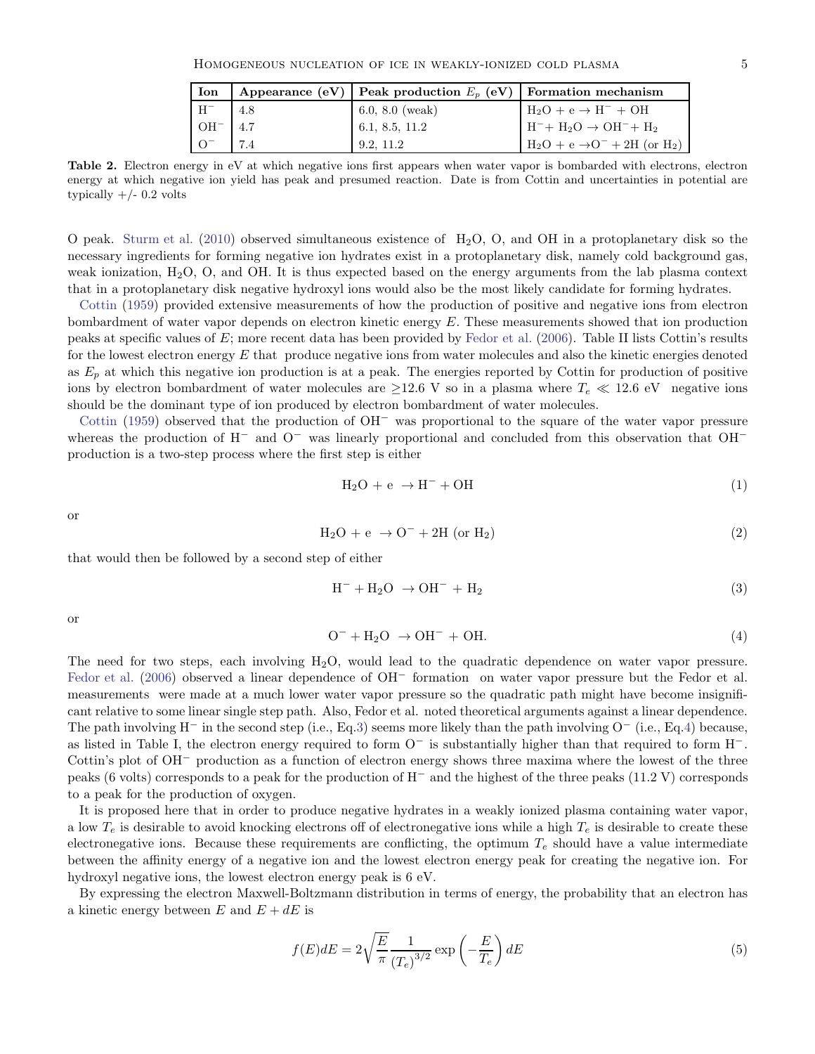| Ion | Appearance (eV) | Peak production $E_p$ (eV) | Formation mechanism |
|---|---|---|---|
| $H^-$ | 4.8 | 6.0, 8.0 (weak) | $H_2O + e \rightarrow H^- + OH$ |
| $OH^-$ | 4.7 | 6.1, 8.5, 11.2 | $H^- + H_2O \rightarrow OH^- + H_2$ |
| $O^-$ | 7.4 | 9.2, 11.2 | $H_2O + e \rightarrow O^- + 2H$ (or $H_2$) |

**Table 2.** Electron energy in eV at which negative ions first appears when water vapor is bombarded with electrons, electron energy at which negative ion yield has peak and presumed reaction. Date is from Cottin and uncertainties in potential are typically +/- 0.2 volts

O peak. Sturm et al. (2010) observed simultaneous existence of $H_2O$, O, and OH in a protoplanetary disk so the necessary ingredients for forming negative ion hydrates exist in a protoplanetary disk, namely cold background gas, weak ionization, $H_2O$, O, and OH. It is thus expected based on the energy arguments from the lab plasma context that in a protoplanetary disk negative hydroxyl ions would also be the most likely candidate for forming hydrates.

Cottin (1959) provided extensive measurements of how the production of positive and negative ions from electron bombardment of water vapor depends on electron kinetic energy $E$. These measurements showed that ion production peaks at specific values of $E$; more recent data has been provided by Fedor et al. (2006). Table II lists Cottin's results for the lowest electron energy $E$ that produce negative ions from water molecules and also the kinetic energies denoted as $E_p$ at which this negative ion production is at a peak. The energies reported by Cottin for production of positive ions by electron bombardment of water molecules are $\geq$12.6 V so in a plasma where $T_e \ll 12.6$ eV negative ions should be the dominant type of ion produced by electron bombardment of water molecules.

Cottin (1959) observed that the production of $OH^-$ was proportional to the square of the water vapor pressure whereas the production of $H^-$ and $O^-$ was linearly proportional and concluded from this observation that $OH^-$ production is a two-step process where the first step is either

$$H_2O + e \rightarrow H^- + OH \tag{1}$$

or

$$H_2O + e \rightarrow O^- + 2H \text{ (or } H_2) \tag{2}$$

that would then be followed by a second step of either

$$H^- + H_2O \rightarrow OH^- + H_2 \tag{3}$$

or

$$O^- + H_2O \rightarrow OH^- + OH. \tag{4}$$

The need for two steps, each involving $H_2O$, would lead to the quadratic dependence on water vapor pressure. Fedor et al. (2006) observed a linear dependence of $OH^-$ formation on water vapor pressure but the Fedor et al. measurements were made at a much lower water vapor pressure so the quadratic path might have become insignificant relative to some linear single step path. Also, Fedor et al. noted theoretical arguments against a linear dependence. The path involving $H^-$ in the second step (i.e., Eq.3) seems more likely than the path involving $O^-$ (i.e., Eq.4) because, as listed in Table I, the electron energy required to form $O^-$ is substantially higher than that required to form $H^-$. Cottin's plot of $OH^-$ production as a function of electron energy shows three maxima where the lowest of the three peaks (6 volts) corresponds to a peak for the production of $H^-$ and the highest of the three peaks (11.2 V) corresponds to a peak for the production of oxygen.

It is proposed here that in order to produce negative hydrates in a weakly ionized plasma containing water vapor, a low $T_e$ is desirable to avoid knocking electrons off of electronegative ions while a high $T_e$ is desirable to create these electronegative ions. Because these requirements are conflicting, the optimum $T_e$ should have a value intermediate between the affinity energy of a negative ion and the lowest electron energy peak for creating the negative ion. For hydroxyl negative ions, the lowest electron energy peak is 6 eV.

By expressing the electron Maxwell-Boltzmann distribution in terms of energy, the probability that an electron has a kinetic energy between $E$ and $E + dE$ is

$$f(E)dE = 2\sqrt{\frac{E}{\pi}}\frac{1}{(T_e)^{3/2}}\exp\left(-\frac{E}{T_e}\right)dE \tag{5}$$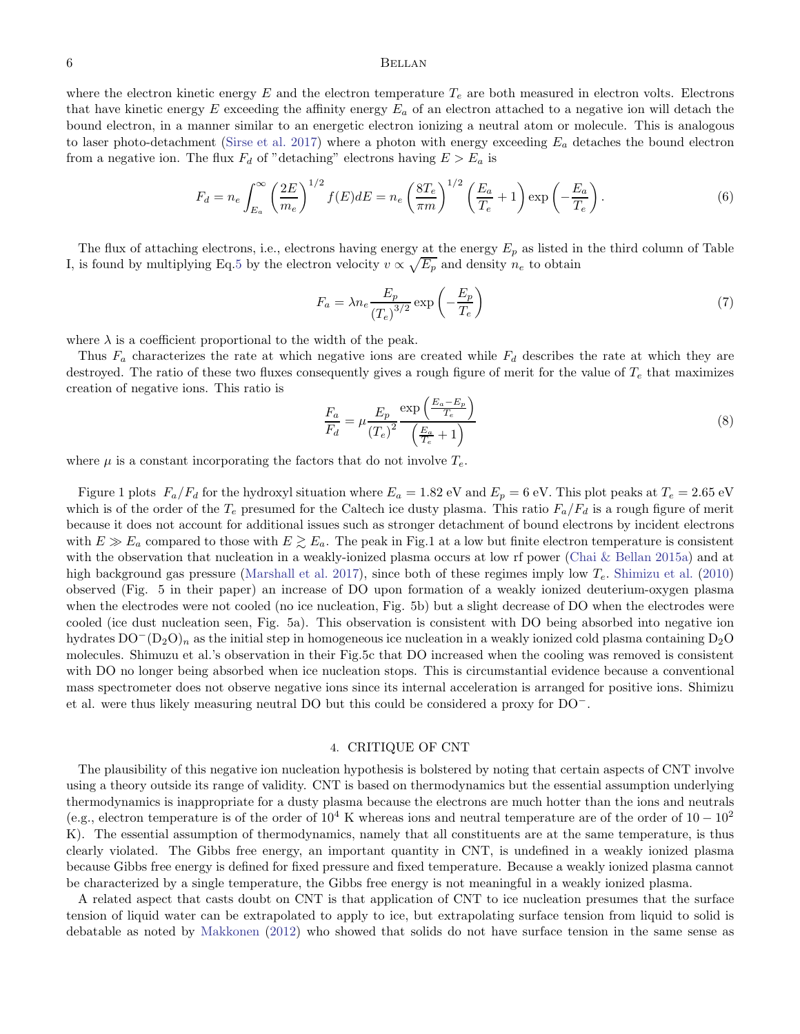where the electron kinetic energy $E$ and the electron temperature $T_e$ are both measured in electron volts. Electrons that have kinetic energy $E$ exceeding the affinity energy $E_a$ of an electron attached to a negative ion will detach the bound electron, in a manner similar to an energetic electron ionizing a neutral atom or molecule. This is analogous to laser photo-detachment (Sirse et al. 2017) where a photon with energy exceeding $E_a$ detaches the bound electron from a negative ion. The flux $F_d$ of "detaching" electrons having $E > E_a$ is

$$F_d = n_e \int_{E_a}^{\infty} \left(\frac{2E}{m_e}\right)^{1/2} f(E)dE = n_e \left(\frac{8T_e}{\pi m}\right)^{1/2} \left(\frac{E_a}{T_e} + 1\right) \exp\left(-\frac{E_a}{T_e}\right). \tag{6}$$

The flux of attaching electrons, i.e., electrons having energy at the energy $E_p$ as listed in the third column of Table I, is found by multiplying Eq.5 by the electron velocity $v \propto \sqrt{E_p}$ and density $n_e$ to obtain

$$F_a = \lambda n_e \frac{E_p}{(T_e)^{3/2}} \exp\left(-\frac{E_p}{T_e}\right) \tag{7}$$

where $\lambda$ is a coefficient proportional to the width of the peak.

Thus $F_a$ characterizes the rate at which negative ions are created while $F_d$ describes the rate at which they are destroyed. The ratio of these two fluxes consequently gives a rough figure of merit for the value of $T_e$ that maximizes creation of negative ions. This ratio is

$$\frac{F_a}{F_d} = \mu \frac{E_p}{(T_e)^2} \frac{\exp\left(\frac{E_a - E_p}{T_e}\right)}{\left(\frac{E_a}{T_e} + 1\right)} \tag{8}$$

where $\mu$ is a constant incorporating the factors that do not involve $T_e$.

Figure 1 plots $F_a/F_d$ for the hydroxyl situation where $E_a = 1.82$ eV and $E_p = 6$ eV. This plot peaks at $T_e = 2.65$ eV which is of the order of the $T_e$ presumed for the Caltech ice dusty plasma. This ratio $F_a/F_d$ is a rough figure of merit because it does not account for additional issues such as stronger detachment of bound electrons by incident electrons with $E \gg E_a$ compared to those with $E \gtrsim E_a$. The peak in Fig.1 at a low but finite electron temperature is consistent with the observation that nucleation in a weakly-ionized plasma occurs at low rf power (Chai & Bellan 2015a) and at high background gas pressure (Marshall et al. 2017), since both of these regimes imply low $T_e$. Shimizu et al. (2010) observed (Fig. 5 in their paper) an increase of DO upon formation of a weakly ionized deuterium-oxygen plasma when the electrodes were not cooled (no ice nucleation, Fig. 5b) but a slight decrease of DO when the electrodes were cooled (ice dust nucleation seen, Fig. 5a). This observation is consistent with DO being absorbed into negative ion hydrates $DO^-(D_2O)_n$ as the initial step in homogeneous ice nucleation in a weakly ionized cold plasma containing $D_2O$ molecules. Shimuzu et al.'s observation in their Fig.5c that DO increased when the cooling was removed is consistent with DO no longer being absorbed when ice nucleation stops. This is circumstantial evidence because a conventional mass spectrometer does not observe negative ions since its internal acceleration is arranged for positive ions. Shimizu et al. were thus likely measuring neutral DO but this could be considered a proxy for $DO^-$.

## 4. CRITIQUE OF CNT

The plausibility of this negative ion nucleation hypothesis is bolstered by noting that certain aspects of CNT involve using a theory outside its range of validity. CNT is based on thermodynamics but the essential assumption underlying thermodynamics is inappropriate for a dusty plasma because the electrons are much hotter than the ions and neutrals (e.g., electron temperature is of the order of $10^4$ K whereas ions and neutral temperature are of the order of $10 - 10^2$ K). The essential assumption of thermodynamics, namely that all constituents are at the same temperature, is thus clearly violated. The Gibbs free energy, an important quantity in CNT, is undefined in a weakly ionized plasma because Gibbs free energy is defined for fixed pressure and fixed temperature. Because a weakly ionized plasma cannot be characterized by a single temperature, the Gibbs free energy is not meaningful in a weakly ionized plasma.

A related aspect that casts doubt on CNT is that application of CNT to ice nucleation presumes that the surface tension of liquid water can be extrapolated to apply to ice, but extrapolating surface tension from liquid to solid is debatable as noted by Makkonen (2012) who showed that solids do not have surface tension in the same sense as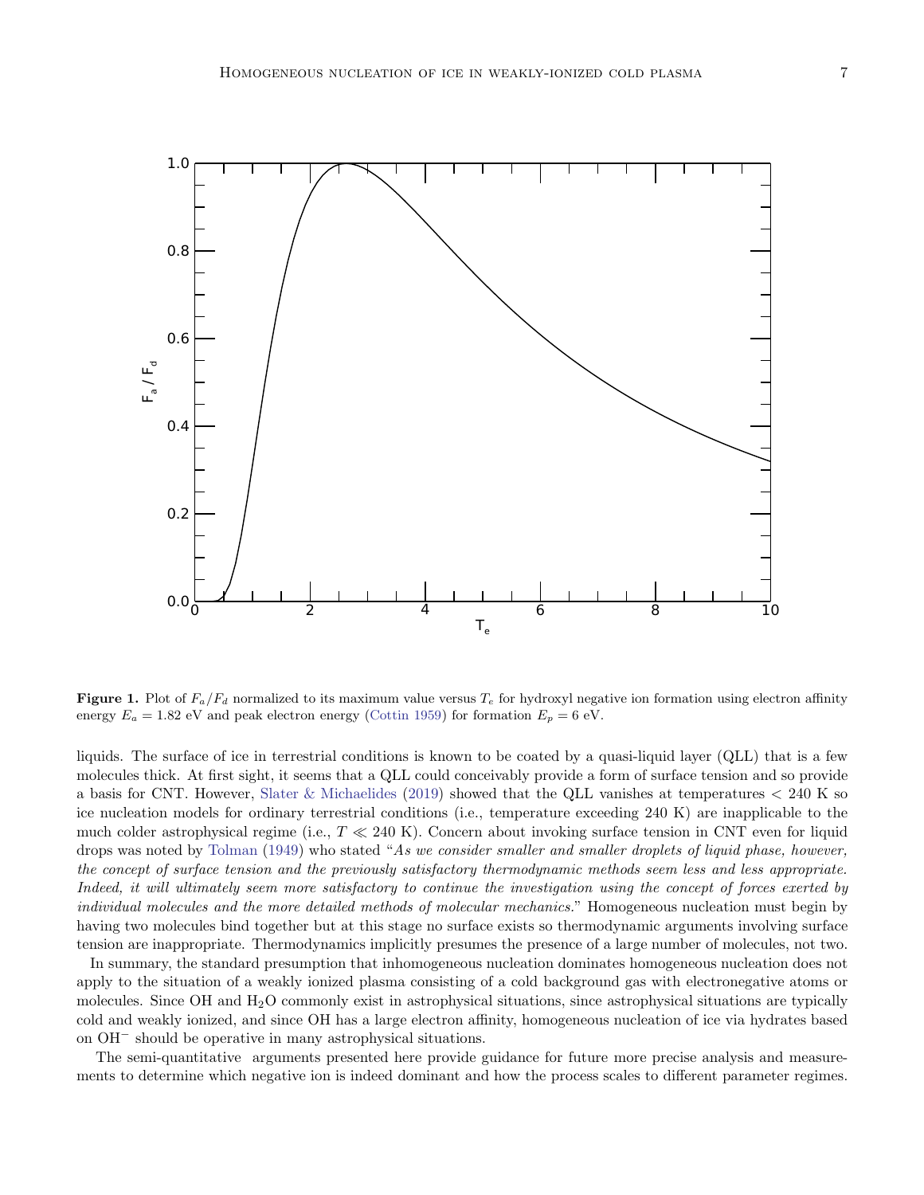**Figure 1.** Plot of $F_a/F_d$ normalized to its maximum value versus $T_e$ for hydroxyl negative ion formation using electron affinity energy $E_a = 1.82$ eV and peak electron energy (Cottin 1959) for formation $E_p = 6$ eV.

liquids. The surface of ice in terrestrial conditions is known to be coated by a quasi-liquid layer (QLL) that is a few molecules thick. At first sight, it seems that a QLL could conceivably provide a form of surface tension and so provide a basis for CNT. However, Slater & Michaelides (2019) showed that the QLL vanishes at temperatures < 240 K so ice nucleation models for ordinary terrestrial conditions (i.e., temperature exceeding 240 K) are inapplicable to the much colder astrophysical regime (i.e., $T \ll 240$ K). Concern about invoking surface tension in CNT even for liquid drops was noted by Tolman (1949) who stated "*As we consider smaller and smaller droplets of liquid phase, however, the concept of surface tension and the previously satisfactory thermodynamic methods seem less and less appropriate. Indeed, it will ultimately seem more satisfactory to continue the investigation using the concept of forces exerted by individual molecules and the more detailed methods of molecular mechanics.*" Homogeneous nucleation must begin by having two molecules bind together but at this stage no surface exists so thermodynamic arguments involving surface tension are inappropriate. Thermodynamics implicitly presumes the presence of a large number of molecules, not two.

In summary, the standard presumption that inhomogeneous nucleation dominates homogeneous nucleation does not apply to the situation of a weakly ionized plasma consisting of a cold background gas with electronegative atoms or molecules. Since OH and $H_2O$ commonly exist in astrophysical situations, since astrophysical situations are typically cold and weakly ionized, and since OH has a large electron affinity, homogeneous nucleation of ice via hydrates based on $OH^-$ should be operative in many astrophysical situations.

The semi-quantitative arguments presented here provide guidance for future more precise analysis and measurements to determine which negative ion is indeed dominant and how the process scales to different parameter regimes.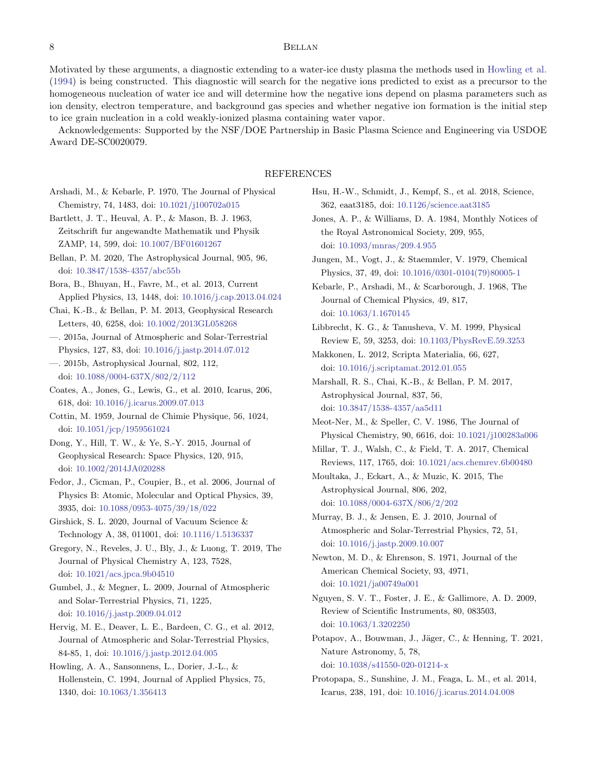Motivated by these arguments, a diagnostic extending to a water-ice dusty plasma the methods used in Howling et al. (1994) is being constructed. This diagnostic will search for the negative ions predicted to exist as a precursor to the homogeneous nucleation of water ice and will determine how the negative ions depend on plasma parameters such as ion density, electron temperature, and background gas species and whether negative ion formation is the initial step to ice grain nucleation in a cold weakly-ionized plasma containing water vapor.

Acknowledgements: Supported by the NSF/DOE Partnership in Basic Plasma Science and Engineering via USDOE Award DE-SC0020079.

## REFERENCES

Arshadi, M., & Kebarle, P. 1970, The Journal of Physical Chemistry, 74, 1483, doi: 10.1021/j100702a015

Bartlett, J. T., Heuval, A. P., & Mason, B. J. 1963, Zeitschrift fur angewandte Mathematik und Physik ZAMP, 14, 599, doi: 10.1007/BF01601267

Bellan, P. M. 2020, The Astrophysical Journal, 905, 96, doi: 10.3847/1538-4357/abc55b

Bora, B., Bhuyan, H., Favre, M., et al. 2013, Current Applied Physics, 13, 1448, doi: 10.1016/j.cap.2013.04.024

Chai, K.-B., & Bellan, P. M. 2013, Geophysical Research Letters, 40, 6258, doi: 10.1002/2013GL058268

—. 2015a, Journal of Atmospheric and Solar-Terrestrial Physics, 127, 83, doi: 10.1016/j.jastp.2014.07.012

—. 2015b, Astrophysical Journal, 802, 112, doi: 10.1088/0004-637X/802/2/112

Coates, A., Jones, G., Lewis, G., et al. 2010, Icarus, 206, 618, doi: 10.1016/j.icarus.2009.07.013

Cottin, M. 1959, Journal de Chimie Physique, 56, 1024, doi: 10.1051/jcp/1959561024

Dong, Y., Hill, T. W., & Ye, S.-Y. 2015, Journal of Geophysical Research: Space Physics, 120, 915, doi: 10.1002/2014JA020288

Fedor, J., Cicman, P., Coupier, B., et al. 2006, Journal of Physics B: Atomic, Molecular and Optical Physics, 39, 3935, doi: 10.1088/0953-4075/39/18/022

Girshick, S. L. 2020, Journal of Vacuum Science & Technology A, 38, 011001, doi: 10.1116/1.5136337

Gregory, N., Reveles, J. U., Bly, J., & Luong, T. 2019, The Journal of Physical Chemistry A, 123, 7528, doi: 10.1021/acs.jpca.9b04510

Gumbel, J., & Megner, L. 2009, Journal of Atmospheric and Solar-Terrestrial Physics, 71, 1225, doi: 10.1016/j.jastp.2009.04.012

Hervig, M. E., Deaver, L. E., Bardeen, C. G., et al. 2012, Journal of Atmospheric and Solar-Terrestrial Physics, 84-85, 1, doi: 10.1016/j.jastp.2012.04.005

Howling, A. A., Sansonnens, L., Dorier, J.-L., & Hollenstein, C. 1994, Journal of Applied Physics, 75, 1340, doi: 10.1063/1.356413

Hsu, H.-W., Schmidt, J., Kempf, S., et al. 2018, Science, 362, eaat3185, doi: 10.1126/science.aat3185

Jones, A. P., & Williams, D. A. 1984, Monthly Notices of the Royal Astronomical Society, 209, 955, doi: 10.1093/mnras/209.4.955

Jungen, M., Vogt, J., & Staemmler, V. 1979, Chemical Physics, 37, 49, doi: 10.1016/0301-0104(79)80005-1

Kebarle, P., Arshadi, M., & Scarborough, J. 1968, The Journal of Chemical Physics, 49, 817, doi: 10.1063/1.1670145

Libbrecht, K. G., & Tanusheva, V. M. 1999, Physical Review E, 59, 3253, doi: 10.1103/PhysRevE.59.3253

Makkonen, L. 2012, Scripta Materialia, 66, 627, doi: 10.1016/j.scriptamat.2012.01.055

Marshall, R. S., Chai, K.-B., & Bellan, P. M. 2017, Astrophysical Journal, 837, 56, doi: 10.3847/1538-4357/aa5d11

Meot-Ner, M., & Speller, C. V. 1986, The Journal of Physical Chemistry, 90, 6616, doi: 10.1021/j100283a006

Millar, T. J., Walsh, C., & Field, T. A. 2017, Chemical Reviews, 117, 1765, doi: 10.1021/acs.chemrev.6b00480

Moultaka, J., Eckart, A., & Muzic, K. 2015, The Astrophysical Journal, 806, 202, doi: 10.1088/0004-637X/806/2/202

Murray, B. J., & Jensen, E. J. 2010, Journal of Atmospheric and Solar-Terrestrial Physics, 72, 51, doi: 10.1016/j.jastp.2009.10.007

Newton, M. D., & Ehrenson, S. 1971, Journal of the American Chemical Society, 93, 4971, doi: 10.1021/ja00749a001

Nguyen, S. V. T., Foster, J. E., & Gallimore, A. D. 2009, Review of Scientific Instruments, 80, 083503, doi: 10.1063/1.3202250

Potapov, A., Bouwman, J., Jäger, C., & Henning, T. 2021, Nature Astronomy, 5, 78, doi: 10.1038/s41550-020-01214-x

Protopapa, S., Sunshine, J. M., Feaga, L. M., et al. 2014, Icarus, 238, 191, doi: 10.1016/j.icarus.2014.04.008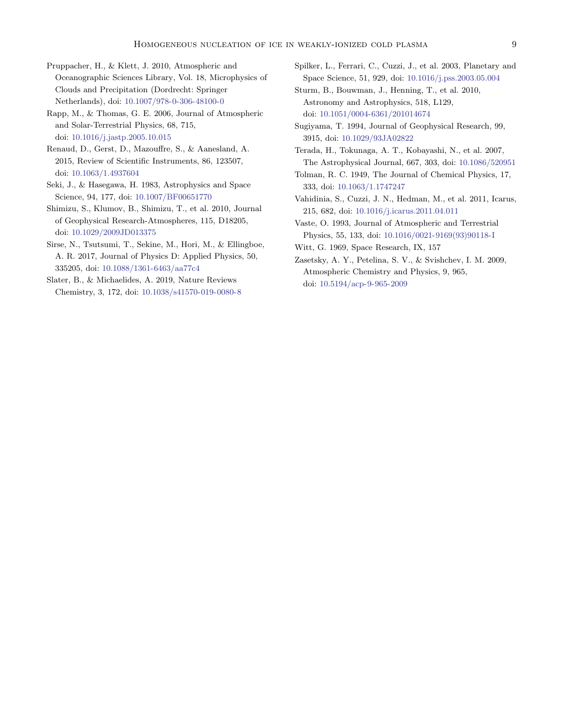Pruppacher, H., & Klett, J. 2010, Atmospheric and Oceanographic Sciences Library, Vol. 18, Microphysics of Clouds and Precipitation (Dordrecht: Springer Netherlands), doi: 10.1007/978-0-306-48100-0

Rapp, M., & Thomas, G. E. 2006, Journal of Atmospheric and Solar-Terrestrial Physics, 68, 715, doi: 10.1016/j.jastp.2005.10.015

Renaud, D., Gerst, D., Mazouffre, S., & Aanesland, A. 2015, Review of Scientific Instruments, 86, 123507, doi: 10.1063/1.4937604

Seki, J., & Hasegawa, H. 1983, Astrophysics and Space Science, 94, 177, doi: 10.1007/BF00651770

Shimizu, S., Klumov, B., Shimizu, T., et al. 2010, Journal of Geophysical Research-Atmospheres, 115, D18205, doi: 10.1029/2009JD013375

Sirse, N., Tsutsumi, T., Sekine, M., Hori, M., & Ellingboe, A. R. 2017, Journal of Physics D: Applied Physics, 50, 335205, doi: 10.1088/1361-6463/aa77c4

Slater, B., & Michaelides, A. 2019, Nature Reviews Chemistry, 3, 172, doi: 10.1038/s41570-019-0080-8

Spilker, L., Ferrari, C., Cuzzi, J., et al. 2003, Planetary and Space Science, 51, 929, doi: 10.1016/j.pss.2003.05.004

Sturm, B., Bouwman, J., Henning, T., et al. 2010, Astronomy and Astrophysics, 518, L129, doi: 10.1051/0004-6361/201014674

Sugiyama, T. 1994, Journal of Geophysical Research, 99, 3915, doi: 10.1029/93JA02822

Terada, H., Tokunaga, A. T., Kobayashi, N., et al. 2007, The Astrophysical Journal, 667, 303, doi: 10.1086/520951

Tolman, R. C. 1949, The Journal of Chemical Physics, 17, 333, doi: 10.1063/1.1747247

Vahidinia, S., Cuzzi, J. N., Hedman, M., et al. 2011, Icarus, 215, 682, doi: 10.1016/j.icarus.2011.04.011

Vaste, O. 1993, Journal of Atmospheric and Terrestrial Physics, 55, 133, doi: 10.1016/0021-9169(93)90118-I

Witt, G. 1969, Space Research, IX, 157

Zasetsky, A. Y., Petelina, S. V., & Svishchev, I. M. 2009, Atmospheric Chemistry and Physics, 9, 965, doi: 10.5194/acp-9-965-2009